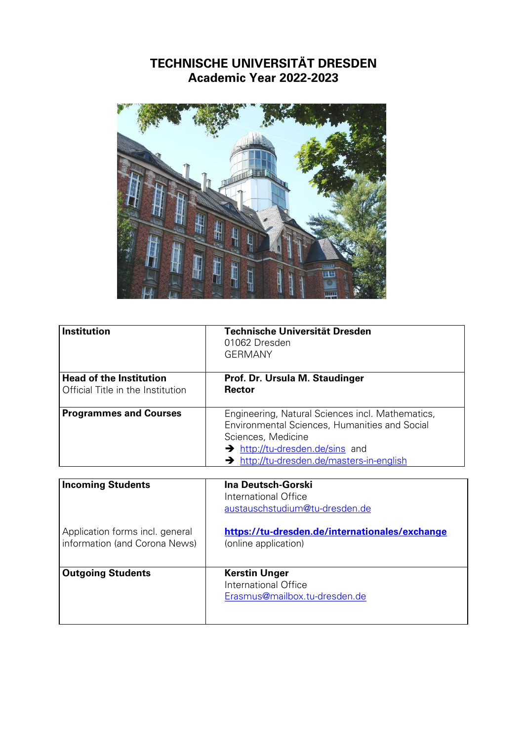# TECHNISCHE UNIVERSITÄT DRESDEN
## Academic Year 2022-2023

| | |
|---|---|
| **Institution** | **Technische Universität Dresden**<br>01062 Dresden<br>GERMANY |
| **Head of the Institution**<br>Official Title in the Institution | **Prof. Dr. Ursula M. Staudinger**<br>**Rector** |
| **Programmes and Courses** | Engineering, Natural Sciences incl. Mathematics, Environmental Sciences, Humanities and Social Sciences, Medicine<br>➔ http://tu-dresden.de/sins and<br>➔ http://tu-dresden.de/masters-in-english |

| | |
|---|---|
| **Incoming Students**<br><br>Application forms incl. general information (and Corona News) | **Ina Deutsch-Gorski**<br>International Office<br>austauschstudium@tu-dresden.de<br><br>**https://tu-dresden.de/internationales/exchange**<br>(online application) |
| **Outgoing Students** | **Kerstin Unger**<br>International Office<br>Erasmus@mailbox.tu-dresden.de |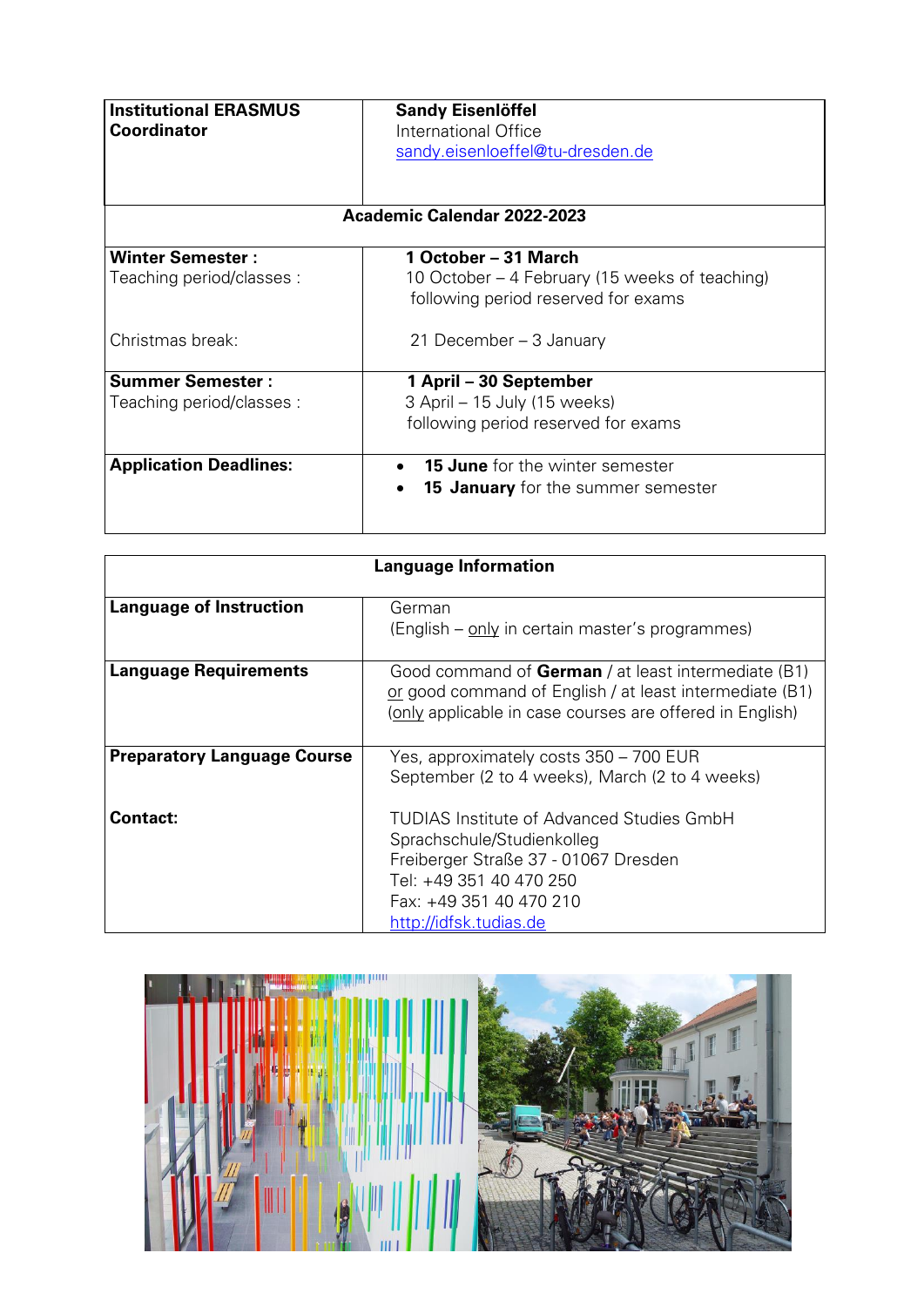| **Institutional ERASMUS Coordinator** | **Sandy Eisenlöffel**<br>International Office<br>sandy.eisenloeffel@tu-dresden.de |
|---|---|
| **Academic Calendar 2022-2023** | |
| **Winter Semester :**<br>Teaching period/classes :<br><br>Christmas break: | **1 October – 31 March**<br>10 October – 4 February (15 weeks of teaching)<br>following period reserved for exams<br><br>21 December – 3 January |
| **Summer Semester :**<br>Teaching period/classes : | **1 April – 30 September**<br>3 April – 15 July (15 weeks)<br>following period reserved for exams |
| **Application Deadlines:** | • **15 June** for the winter semester<br>• **15 January** for the summer semester |

| **Language Information** | |
|---|---|
| **Language of Instruction** | German<br>(English – only in certain master's programmes) |
| **Language Requirements** | Good command of **German** / at least intermediate (B1) or good command of English / at least intermediate (B1) (only applicable in case courses are offered in English) |
| **Preparatory Language Course**<br><br>**Contact:** | Yes, approximately costs 350 – 700 EUR<br>September (2 to 4 weeks), March (2 to 4 weeks)<br><br>TUDIAS Institute of Advanced Studies GmbH<br>Sprachschule/Studienkolleg<br>Freiberger Straße 37 - 01067 Dresden<br>Tel: +49 351 40 470 250<br>Fax: +49 351 40 470 210<br>http://idfsk.tudias.de |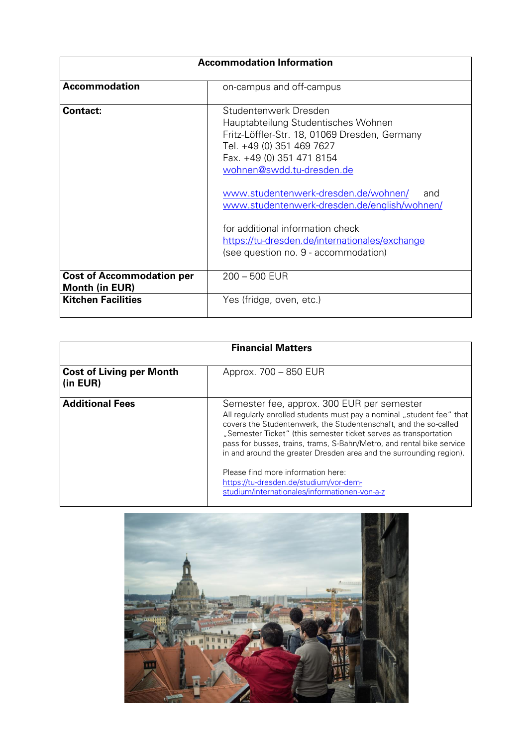| Accommodation Information | |
|---|---|
| **Accommodation** | on-campus and off-campus |
| **Contact:** | Studentenwerk Dresden<br>Hauptabteilung Studentisches Wohnen<br>Fritz-Löffler-Str. 18, 01069 Dresden, Germany<br>Tel. +49 (0) 351 469 7627<br>Fax. +49 (0) 351 471 8154<br>wohnen@swdd.tu-dresden.de<br><br>www.studentenwerk-dresden.de/wohnen/ and www.studentenwerk-dresden.de/english/wohnen/<br><br>for additional information check https://tu-dresden.de/internationales/exchange (see question no. 9 - accommodation) |
| **Cost of Accommodation per Month (in EUR)** | 200 – 500 EUR |
| **Kitchen Facilities** | Yes (fridge, oven, etc.) |

| Financial Matters | |
|---|---|
| **Cost of Living per Month (in EUR)** | Approx. 700 – 850 EUR |
| **Additional Fees** | Semester fee, approx. 300 EUR per semester<br>All regularly enrolled students must pay a nominal „student fee" that covers the Studentenwerk, the Studentenschaft, and the so-called „Semester Ticket" (this semester ticket serves as transportation pass for busses, trains, trams, S-Bahn/Metro, and rental bike service in and around the greater Dresden area and the surrounding region).<br><br>Please find more information here:<br>https://tu-dresden.de/studium/vor-dem-studium/internationales/informationen-von-a-z |